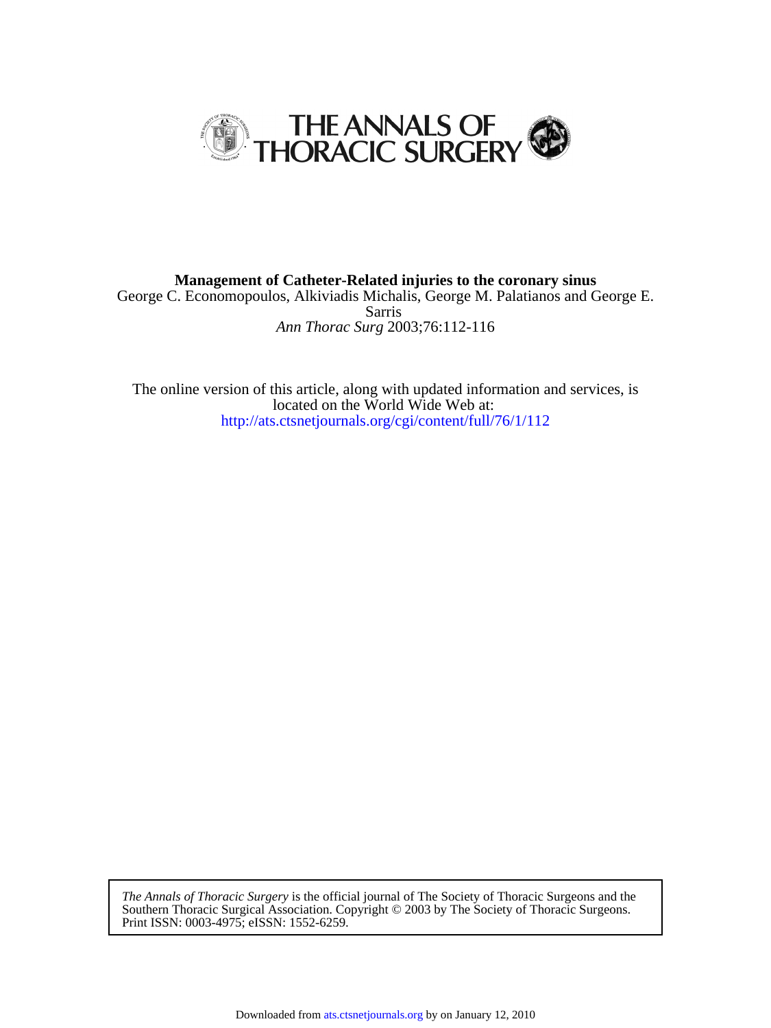# THE ANNALS OF THORACIC SURGERY

**Management of Catheter-Related injuries to the coronary sinus**

George C. Economopoulos, Alkiviadis Michalis, George M. Palatianos and George E. Sarris

*Ann Thorac Surg* 2003;76:112-116

The online version of this article, along with updated information and services, is located on the World Wide Web at:
http://ats.ctsnetjournals.org/cgi/content/full/76/1/112

*The Annals of Thoracic Surgery* is the official journal of The Society of Thoracic Surgeons and the Southern Thoracic Surgical Association. Copyright © 2003 by The Society of Thoracic Surgeons. Print ISSN: 0003-4975; eISSN: 1552-6259.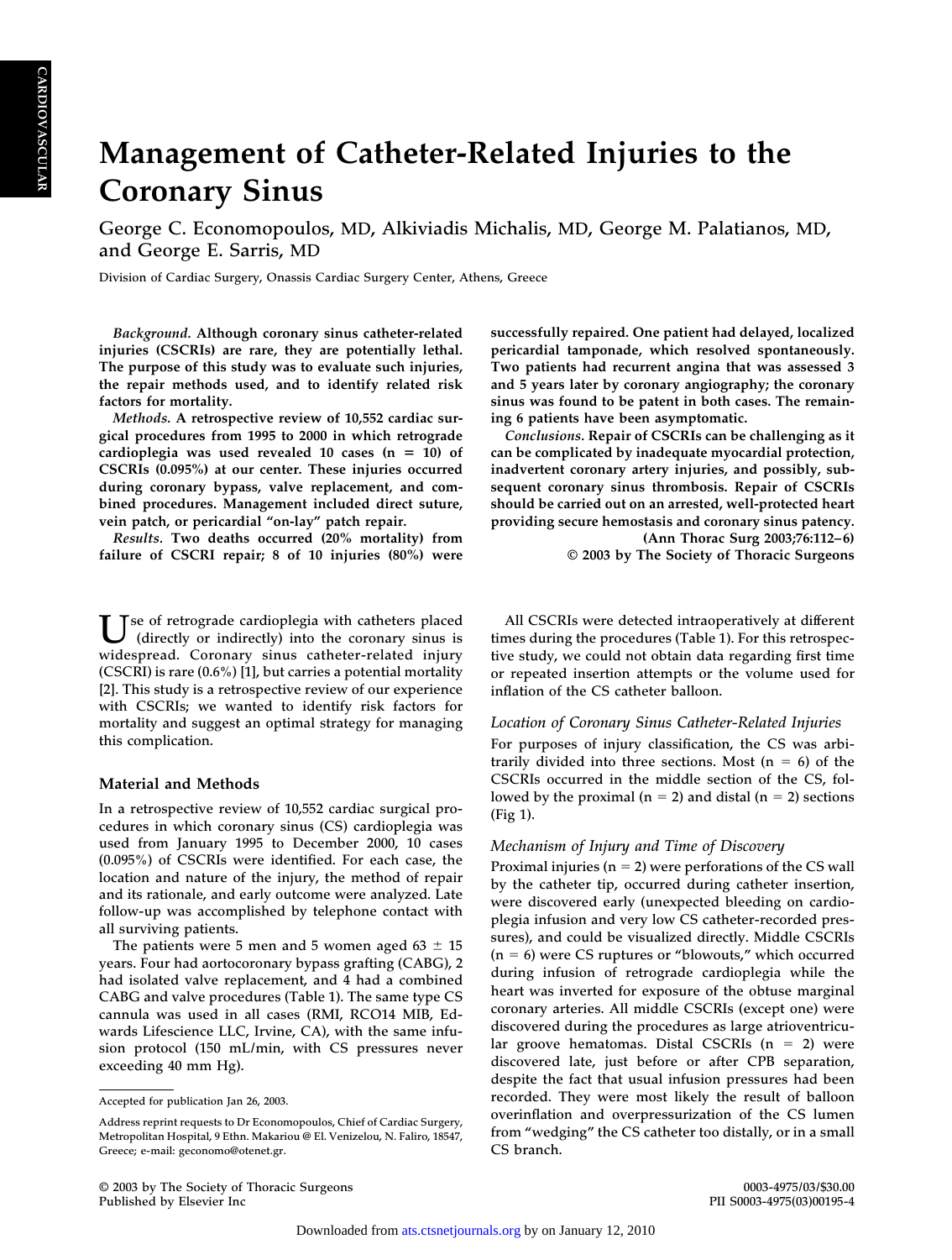# Management of Catheter-Related Injuries to the Coronary Sinus

George C. Economopoulos, MD, Alkiviadis Michalis, MD, George M. Palatianos, MD, and George E. Sarris, MD

Division of Cardiac Surgery, Onassis Cardiac Surgery Center, Athens, Greece

*Background.* **Although coronary sinus catheter-related injuries (CSCRIs) are rare, they are potentially lethal. The purpose of this study was to evaluate such injuries, the repair methods used, and to identify related risk factors for mortality.**

*Methods.* **A retrospective review of 10,552 cardiac surgical procedures from 1995 to 2000 in which retrograde cardioplegia was used revealed 10 cases (n = 10) of CSCRIs (0.095%) at our center. These injuries occurred during coronary bypass, valve replacement, and combined procedures. Management included direct suture, vein patch, or pericardial "on-lay" patch repair.**

*Results.* **Two deaths occurred (20% mortality) from failure of CSCRI repair; 8 of 10 injuries (80%) were successfully repaired. One patient had delayed, localized pericardial tamponade, which resolved spontaneously. Two patients had recurrent angina that was assessed 3 and 5 years later by coronary angiography; the coronary sinus was found to be patent in both cases. The remaining 6 patients have been asymptomatic.**

*Conclusions.* **Repair of CSCRIs can be challenging as it can be complicated by inadequate myocardial protection, inadvertent coronary artery injuries, and possibly, subsequent coronary sinus thrombosis. Repair of CSCRIs should be carried out on an arrested, well-protected heart providing secure hemostasis and coronary sinus patency.**

**(Ann Thorac Surg 2003;76:112–6)**

**© 2003 by The Society of Thoracic Surgeons**

Use of retrograde cardioplegia with catheters placed (directly or indirectly) into the coronary sinus is widespread. Coronary sinus catheter-related injury (CSCRI) is rare (0.6%) [1], but carries a potential mortality [2]. This study is a retrospective review of our experience with CSCRIs; we wanted to identify risk factors for mortality and suggest an optimal strategy for managing this complication.

## Material and Methods

In a retrospective review of 10,552 cardiac surgical procedures in which coronary sinus (CS) cardioplegia was used from January 1995 to December 2000, 10 cases (0.095%) of CSCRIs were identified. For each case, the location and nature of the injury, the method of repair and its rationale, and early outcome were analyzed. Late follow-up was accomplished by telephone contact with all surviving patients.

The patients were 5 men and 5 women aged 63 ± 15 years. Four had aortocoronary bypass grafting (CABG), 2 had isolated valve replacement, and 4 had a combined CABG and valve procedures (Table 1). The same type CS cannula was used in all cases (RMI, RCO14 MIB, Edwards Lifescience LLC, Irvine, CA), with the same infusion protocol (150 mL/min, with CS pressures never exceeding 40 mm Hg).

All CSCRIs were detected intraoperatively at different times during the procedures (Table 1). For this retrospective study, we could not obtain data regarding first time or repeated insertion attempts or the volume used for inflation of the CS catheter balloon.

### *Location of Coronary Sinus Catheter-Related Injuries*

For purposes of injury classification, the CS was arbitrarily divided into three sections. Most (n = 6) of the CSCRIs occurred in the middle section of the CS, followed by the proximal (n = 2) and distal (n = 2) sections (Fig 1).

### *Mechanism of Injury and Time of Discovery*

Proximal injuries (n = 2) were perforations of the CS wall by the catheter tip, occurred during catheter insertion, were discovered early (unexpected bleeding on cardioplegia infusion and very low CS catheter-recorded pressures), and could be visualized directly. Middle CSCRIs (n = 6) were CS ruptures or "blowouts," which occurred during infusion of retrograde cardioplegia while the heart was inverted for exposure of the obtuse marginal coronary arteries. All middle CSCRIs (except one) were discovered during the procedures as large atrioventricular groove hematomas. Distal CSCRIs (n = 2) were discovered late, just before or after CPB separation, despite the fact that usual infusion pressures had been recorded. They were most likely the result of balloon overinflation and overpressurization of the CS lumen from "wedging" the CS catheter too distally, or in a small CS branch.

Accepted for publication Jan 26, 2003.

Address reprint requests to Dr Economopoulos, Chief of Cardiac Surgery, Metropolitan Hospital, 9 Ethn. Makariou @ El. Venizelou, N. Faliro, 18547, Greece; e-mail: geconomo@otenet.gr.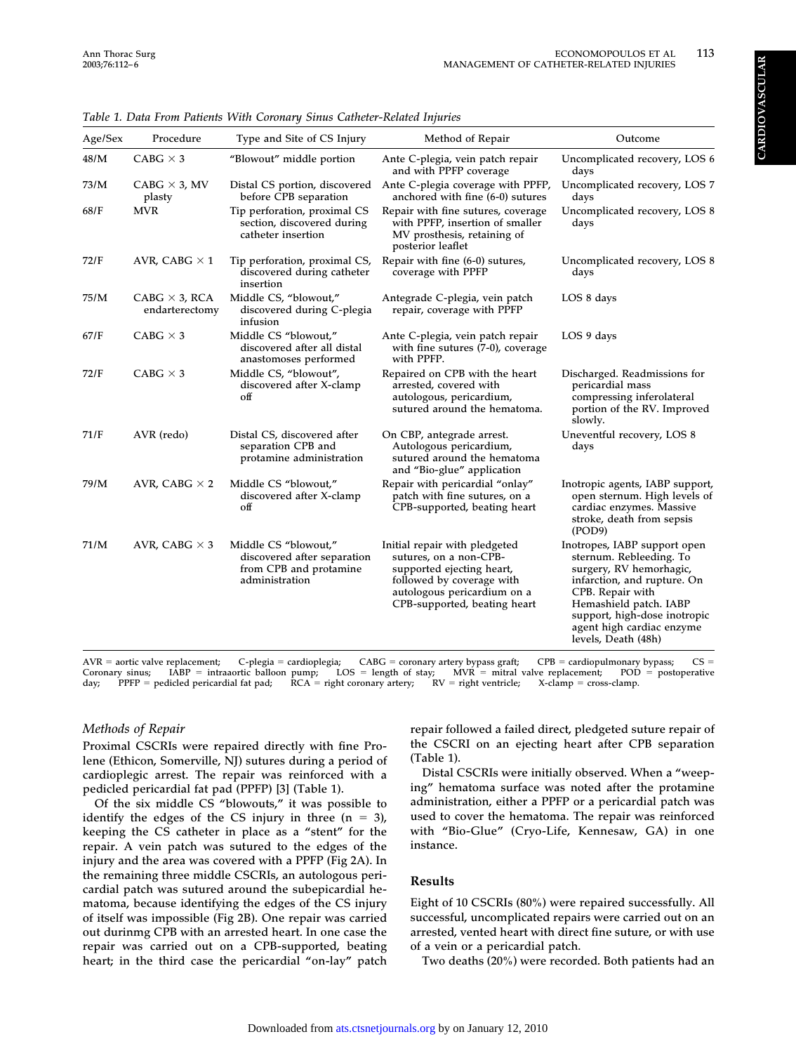*Table 1. Data From Patients With Coronary Sinus Catheter-Related Injuries*

| Age/Sex | Procedure | Type and Site of CS Injury | Method of Repair | Outcome |
|---|---|---|---|---|
| 48/M | CABG × 3 | "Blowout" middle portion | Ante C-plegia, vein patch repair and with PPFP coverage | Uncomplicated recovery, LOS 6 days |
| 73/M | CABG × 3, MV plasty | Distal CS portion, discovered before CPB separation | Ante C-plegia coverage with PPFP, anchored with fine (6-0) sutures | Uncomplicated recovery, LOS 7 days |
| 68/F | MVR | Tip perforation, proximal CS section, discovered during catheter insertion | Repair with fine sutures, coverage with PPFP, insertion of smaller MV prosthesis, retaining of posterior leaflet | Uncomplicated recovery, LOS 8 days |
| 72/F | AVR, CABG × 1 | Tip perforation, proximal CS, discovered during catheter insertion | Repair with fine (6-0) sutures, coverage with PPFP | Uncomplicated recovery, LOS 8 days |
| 75/M | CABG × 3, RCA endarterectomy | Middle CS, "blowout," discovered during C-plegia infusion | Antegrade C-plegia, vein patch repair, coverage with PPFP | LOS 8 days |
| 67/F | CABG × 3 | Middle CS "blowout," discovered after all distal anastomoses performed | Ante C-plegia, vein patch repair with fine sutures (7-0), coverage with PPFP. | LOS 9 days |
| 72/F | CABG × 3 | Middle CS, "blowout", discovered after X-clamp off | Repaired on CPB with the heart arrested, covered with autologous, pericardium, sutured around the hematoma. | Discharged. Readmissions for pericardial mass compressing inferolateral portion of the RV. Improved slowly. |
| 71/F | AVR (redo) | Distal CS, discovered after separation CPB and protamine administration | On CBP, antegrade arrest. Autologous pericardium, sutured around the hematoma and "Bio-glue" application | Uneventful recovery, LOS 8 days |
| 79/M | AVR, CABG × 2 | Middle CS "blowout," discovered after X-clamp off | Repair with pericardial "onlay" patch with fine sutures, on a CPB-supported, beating heart | Inotropic agents, IABP support, open sternum. High levels of cardiac enzymes. Massive stroke, death from sepsis (POD9) |
| 71/M | AVR, CABG × 3 | Middle CS "blowout," discovered after separation from CPB and protamine administration | Initial repair with pledgeted sutures, on a non-CPB-supported ejecting heart, followed by coverage with autologous pericardium on a CPB-supported, beating heart | Inotropes, IABP support open sternum. Rebleeding. To surgery, RV hemorhagic, infarction, and rupture. On CPB. Repair with Hemashield patch. IABP support, high-dose inotropic agent high cardiac enzyme levels, Death (48h) |

AVR = aortic valve replacement; C-plegia = cardioplegia; CABG = coronary artery bypass graft; CPB = cardiopulmonary bypass; CS = Coronary sinus; IABP = intraaortic balloon pump; LOS = length of stay; MVR = mitral valve replacement; POD = postoperative day; PPFP = pedicled pericardial fat pad; RCA = right coronary artery; RV = right ventricle; X-clamp = cross-clamp.

### Methods of Repair

Proximal CSCRIs were repaired directly with fine Prolene (Ethicon, Somerville, NJ) sutures during a period of cardioplegic arrest. The repair was reinforced with a pedicled pericardial fat pad (PPFP) [3] (Table 1).

Of the six middle CS "blowouts," it was possible to identify the edges of the CS injury in three (n = 3), keeping the CS catheter in place as a "stent" for the repair. A vein patch was sutured to the edges of the injury and the area was covered with a PPFP (Fig 2A). In the remaining three middle CSCRIs, an autologous pericardial patch was sutured around the subepicardial hematoma, because identifying the edges of the CS injury of itself was impossible (Fig 2B). One repair was carried out durinmg CPB with an arrested heart. In one case the repair was carried out on a CPB-supported, beating heart; in the third case the pericardial "on-lay" patch repair followed a failed direct, pledgeted suture repair of the CSCRI on an ejecting heart after CPB separation (Table 1).

Distal CSCRIs were initially observed. When a "weeping" hematoma surface was noted after the protamine administration, either a PPFP or a pericardial patch was used to cover the hematoma. The repair was reinforced with "Bio-Glue" (Cryo-Life, Kennesaw, GA) in one instance.

## Results

Eight of 10 CSCRIs (80%) were repaired successfully. All successful, uncomplicated repairs were carried out on an arrested, vented heart with direct fine suture, or with use of a vein or a pericardial patch.

Two deaths (20%) were recorded. Both patients had an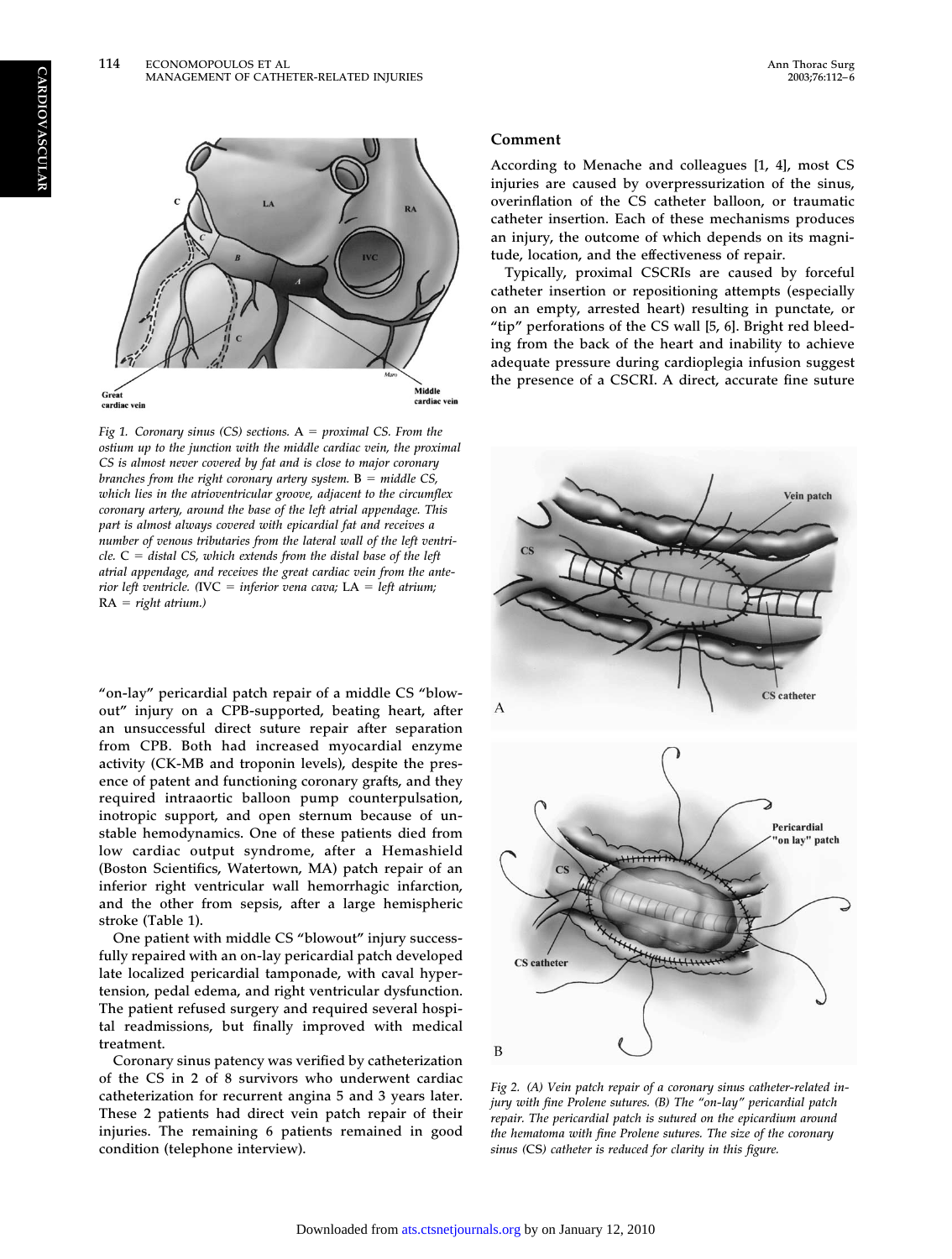Fig 1. Coronary sinus (CS) sections. A = proximal CS. From the ostium up to the junction with the middle cardiac vein, the proximal CS is almost never covered by fat and is close to major coronary branches from the right coronary artery system. B = middle CS, which lies in the atrioventricular groove, adjacent to the circumflex coronary artery, around the base of the left atrial appendage. This part is almost always covered with epicardial fat and receives a number of venous tributaries from the lateral wall of the left ventricle. C = distal CS, which extends from the distal base of the left atrial appendage, and receives the great cardiac vein from the anterior left ventricle. (IVC = inferior vena cava; LA = left atrium; RA = right atrium.)

"on-lay" pericardial patch repair of a middle CS "blowout" injury on a CPB-supported, beating heart, after an unsuccessful direct suture repair after separation from CPB. Both had increased myocardial enzyme activity (CK-MB and troponin levels), despite the presence of patent and functioning coronary grafts, and they required intraaortic balloon pump counterpulsation, inotropic support, and open sternum because of unstable hemodynamics. One of these patients died from low cardiac output syndrome, after a Hemashield (Boston Scientifics, Watertown, MA) patch repair of an inferior right ventricular wall hemorrhagic infarction, and the other from sepsis, after a large hemispheric stroke (Table 1).

One patient with middle CS "blowout" injury successfully repaired with an on-lay pericardial patch developed late localized pericardial tamponade, with caval hypertension, pedal edema, and right ventricular dysfunction. The patient refused surgery and required several hospital readmissions, but finally improved with medical treatment.

Coronary sinus patency was verified by catheterization of the CS in 2 of 8 survivors who underwent cardiac catheterization for recurrent angina 5 and 3 years later. These 2 patients had direct vein patch repair of their injuries. The remaining 6 patients remained in good condition (telephone interview).

## Comment

According to Menache and colleagues [1, 4], most CS injuries are caused by overpressurization of the sinus, overinflation of the CS catheter balloon, or traumatic catheter insertion. Each of these mechanisms produces an injury, the outcome of which depends on its magnitude, location, and the effectiveness of repair.

Typically, proximal CSCRIs are caused by forceful catheter insertion or repositioning attempts (especially on an empty, arrested heart) resulting in punctate, or "tip" perforations of the CS wall [5, 6]. Bright red bleeding from the back of the heart and inability to achieve adequate pressure during cardioplegia infusion suggest the presence of a CSCRI. A direct, accurate fine suture

Fig 2. (A) Vein patch repair of a coronary sinus catheter-related injury with fine Prolene sutures. (B) The "on-lay" pericardial patch repair. The pericardial patch is sutured on the epicardium around the hematoma with fine Prolene sutures. The size of the coronary sinus (CS) catheter is reduced for clarity in this figure.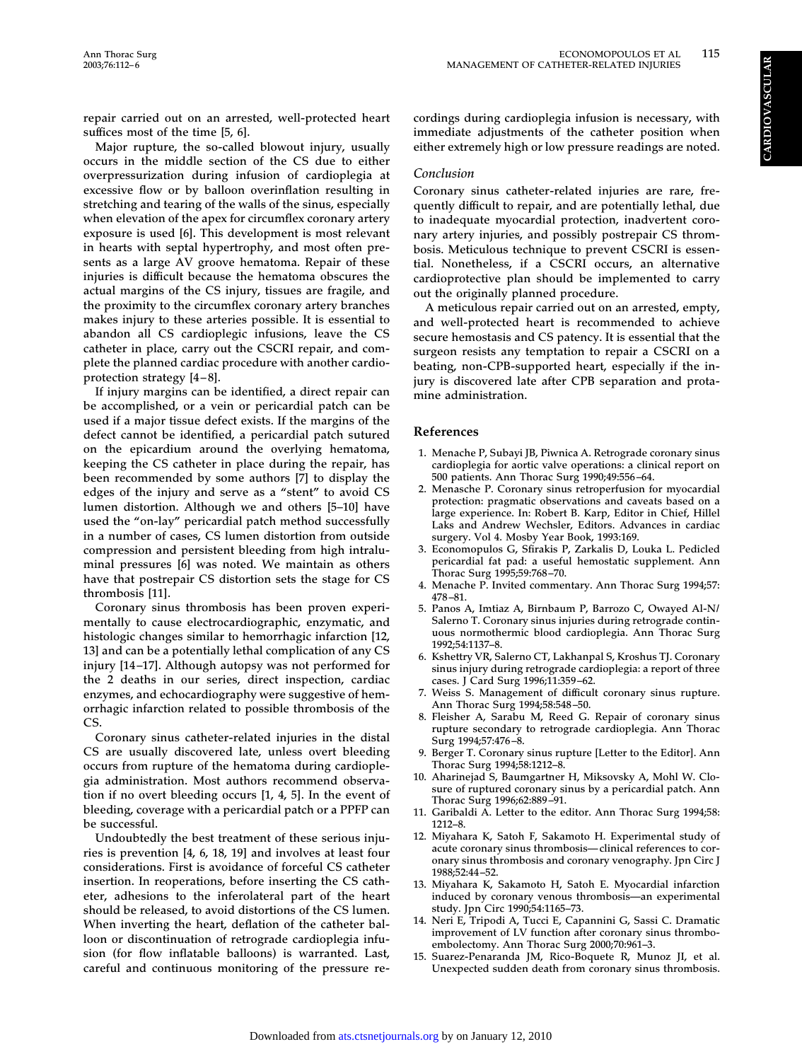repair carried out on an arrested, well-protected heart suffices most of the time [5, 6].

Major rupture, the so-called blowout injury, usually occurs in the middle section of the CS due to either overpressurization during infusion of cardioplegia at excessive flow or by balloon overinflation resulting in stretching and tearing of the walls of the sinus, especially when elevation of the apex for circumflex coronary artery exposure is used [6]. This development is most relevant in hearts with septal hypertrophy, and most often presents as a large AV groove hematoma. Repair of these injuries is difficult because the hematoma obscures the actual margins of the CS injury, tissues are fragile, and the proximity to the circumflex coronary artery branches makes injury to these arteries possible. It is essential to abandon all CS cardioplegic infusions, leave the CS catheter in place, carry out the CSCRI repair, and complete the planned cardiac procedure with another cardioprotection strategy [4–8].

If injury margins can be identified, a direct repair can be accomplished, or a vein or pericardial patch can be used if a major tissue defect exists. If the margins of the defect cannot be identified, a pericardial patch sutured on the epicardium around the overlying hematoma, keeping the CS catheter in place during the repair, has been recommended by some authors [7] to display the edges of the injury and serve as a "stent" to avoid CS lumen distortion. Although we and others [5–10] have used the "on-lay" pericardial patch method successfully in a number of cases, CS lumen distortion from outside compression and persistent bleeding from high intraluminal pressures [6] was noted. We maintain as others have that postrepair CS distortion sets the stage for CS thrombosis [11].

Coronary sinus thrombosis has been proven experimentally to cause electrocardiographic, enzymatic, and histologic changes similar to hemorrhagic infarction [12, 13] and can be a potentially lethal complication of any CS injury [14–17]. Although autopsy was not performed for the 2 deaths in our series, direct inspection, cardiac enzymes, and echocardiography were suggestive of hemorrhagic infarction related to possible thrombosis of the CS.

Coronary sinus catheter-related injuries in the distal CS are usually discovered late, unless overt bleeding occurs from rupture of the hematoma during cardioplegia administration. Most authors recommend observation if no overt bleeding occurs [1, 4, 5]. In the event of bleeding, coverage with a pericardial patch or a PPFP can be successful.

Undoubtedly the best treatment of these serious injuries is prevention [4, 6, 18, 19] and involves at least four considerations. First is avoidance of forceful CS catheter insertion. In reoperations, before inserting the CS catheter, adhesions to the inferolateral part of the heart should be released, to avoid distortions of the CS lumen. When inverting the heart, deflation of the catheter balloon or discontinuation of retrograde cardioplegia infusion (for flow inflatable balloons) is warranted. Last, careful and continuous monitoring of the pressure recordings during cardioplegia infusion is necessary, with immediate adjustments of the catheter position when either extremely high or low pressure readings are noted.

### *Conclusion*

Coronary sinus catheter-related injuries are rare, frequently difficult to repair, and are potentially lethal, due to inadequate myocardial protection, inadvertent coronary artery injuries, and possibly postrepair CS thrombosis. Meticulous technique to prevent CSCRI is essential. Nonetheless, if a CSCRI occurs, an alternative cardioprotective plan should be implemented to carry out the originally planned procedure.

A meticulous repair carried out on an arrested, empty, and well-protected heart is recommended to achieve secure hemostasis and CS patency. It is essential that the surgeon resists any temptation to repair a CSCRI on a beating, non-CPB-supported heart, especially if the injury is discovered late after CPB separation and protamine administration.

## References

1. Menache P, Subayi JB, Piwnica A. Retrograde coronary sinus cardioplegia for aortic valve operations: a clinical report on 500 patients. Ann Thorac Surg 1990;49:556–64.
2. Menasche P. Coronary sinus retroperfusion for myocardial protection: pragmatic observations and caveats based on a large experience. In: Robert B. Karp, Editor in Chief, Hillel Laks and Andrew Wechsler, Editors. Advances in cardiac surgery. Vol 4. Mosby Year Book, 1993:169.
3. Economopulos G, Sfirakis P, Zarkalis D, Louka L. Pedicled pericardial fat pad: a useful hemostatic supplement. Ann Thorac Surg 1995;59:768–70.
4. Menache P. Invited commentary. Ann Thorac Surg 1994;57: 478–81.
5. Panos A, Imtiaz A, Birnbaum P, Barrozo C, Owayed Al-N/ Salerno T. Coronary sinus injuries during retrograde continuous normothermic blood cardioplegia. Ann Thorac Surg 1992;54:1137–8.
6. Kshettry VR, Salerno CT, Lakhanpal S, Kroshus TJ. Coronary sinus injury during retrograde cardioplegia: a report of three cases. J Card Surg 1996;11:359–62.
7. Weiss S. Management of difficult coronary sinus rupture. Ann Thorac Surg 1994;58:548–50.
8. Fleisher A, Sarabu M, Reed G. Repair of coronary sinus rupture secondary to retrograde cardioplegia. Ann Thorac Surg 1994;57:476–8.
9. Berger T. Coronary sinus rupture [Letter to the Editor]. Ann Thorac Surg 1994;58:1212–8.
10. Aharinejad S, Baumgartner H, Miksovsky A, Mohl W. Closure of ruptured coronary sinus by a pericardial patch. Ann Thorac Surg 1996;62:889–91.
11. Garibaldi A. Letter to the editor. Ann Thorac Surg 1994;58: 1212–8.
12. Miyahara K, Satoh F, Sakamoto H. Experimental study of acute coronary sinus thrombosis—clinical references to coronary sinus thrombosis and coronary venography. Jpn Circ J 1988;52:44–52.
13. Miyahara K, Sakamoto H, Satoh E. Myocardial infarction induced by coronary venous thrombosis—an experimental study. Jpn Circ 1990;54:1165–73.
14. Neri E, Tripodi A, Tucci E, Capannini G, Sassi C. Dramatic improvement of LV function after coronary sinus thromboembolectomy. Ann Thorac Surg 2000;70:961–3.
15. Suarez-Penaranda JM, Rico-Boquete R, Munoz JI, et al. Unexpected sudden death from coronary sinus thrombosis.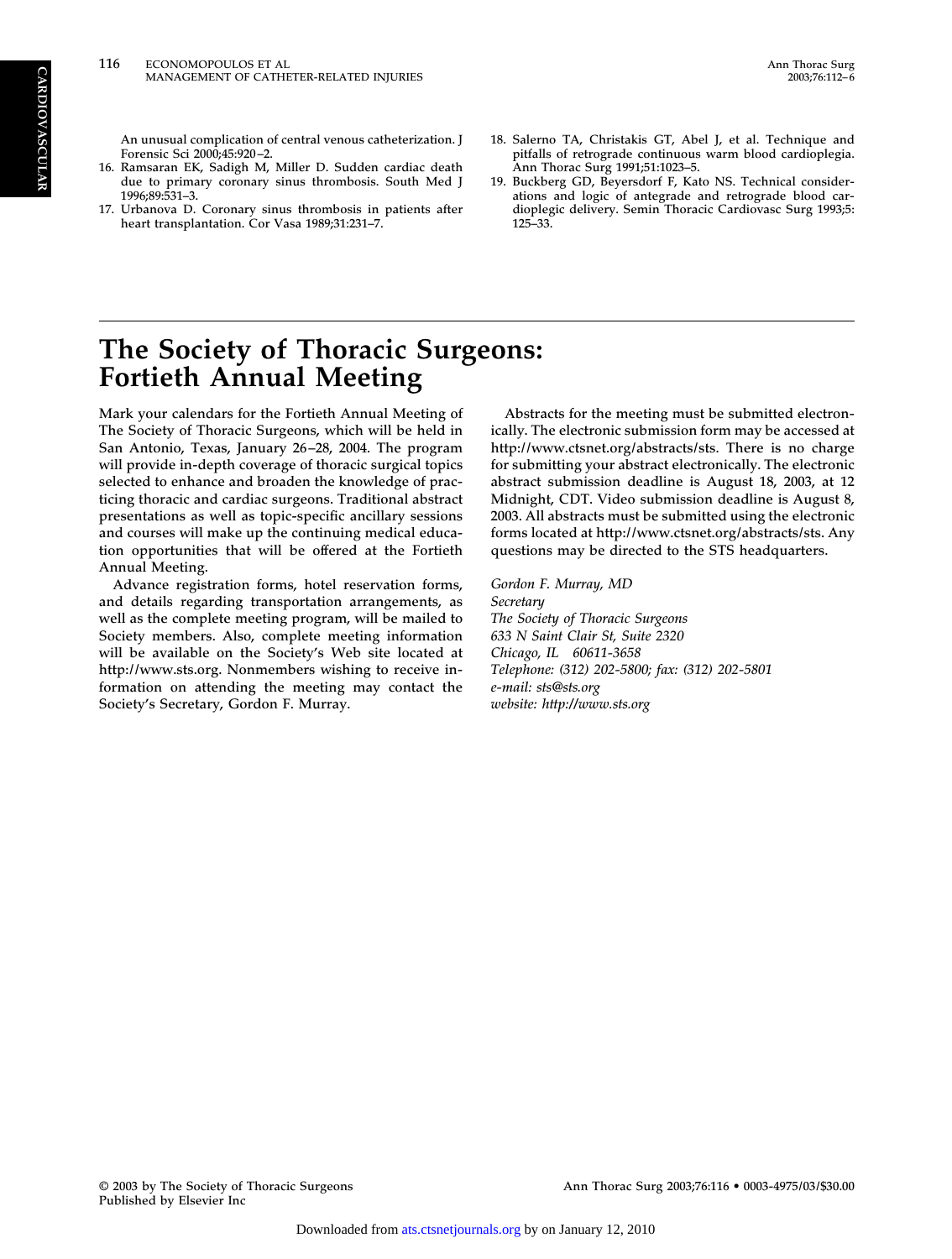An unusual complication of central venous catheterization. J Forensic Sci 2000;45:920–2.

16. Ramsaran EK, Sadigh M, Miller D. Sudden cardiac death due to primary coronary sinus thrombosis. South Med J 1996;89:531–3.
17. Urbanova D. Coronary sinus thrombosis in patients after heart transplantation. Cor Vasa 1989;31:231–7.
18. Salerno TA, Christakis GT, Abel J, et al. Technique and pitfalls of retrograde continuous warm blood cardioplegia. Ann Thorac Surg 1991;51:1023–5.
19. Buckberg GD, Beyersdorf F, Kato NS. Technical considerations and logic of antegrade and retrograde blood cardioplegic delivery. Semin Thoracic Cardiovasc Surg 1993;5: 125–33.

# The Society of Thoracic Surgeons: Fortieth Annual Meeting

Mark your calendars for the Fortieth Annual Meeting of The Society of Thoracic Surgeons, which will be held in San Antonio, Texas, January 26–28, 2004. The program will provide in-depth coverage of thoracic surgical topics selected to enhance and broaden the knowledge of practicing thoracic and cardiac surgeons. Traditional abstract presentations as well as topic-specific ancillary sessions and courses will make up the continuing medical education opportunities that will be offered at the Fortieth Annual Meeting.

Advance registration forms, hotel reservation forms, and details regarding transportation arrangements, as well as the complete meeting program, will be mailed to Society members. Also, complete meeting information will be available on the Society's Web site located at http://www.sts.org. Nonmembers wishing to receive information on attending the meeting may contact the Society's Secretary, Gordon F. Murray.

Abstracts for the meeting must be submitted electronically. The electronic submission form may be accessed at http://www.ctsnet.org/abstracts/sts. There is no charge for submitting your abstract electronically. The electronic abstract submission deadline is August 18, 2003, at 12 Midnight, CDT. Video submission deadline is August 8, 2003. All abstracts must be submitted using the electronic forms located at http://www.ctsnet.org/abstracts/sts. Any questions may be directed to the STS headquarters.

*Gordon F. Murray, MD*
*Secretary*
*The Society of Thoracic Surgeons*
*633 N Saint Clair St, Suite 2320*
*Chicago, IL 60611-3658*
*Telephone: (312) 202-5800; fax: (312) 202-5801*
*e-mail: sts@sts.org*
*website: http://www.sts.org*

© 2003 by The Society of Thoracic Surgeons
Published by Elsevier Inc

Ann Thorac Surg 2003;76:116 • 0003-4975/03/$30.00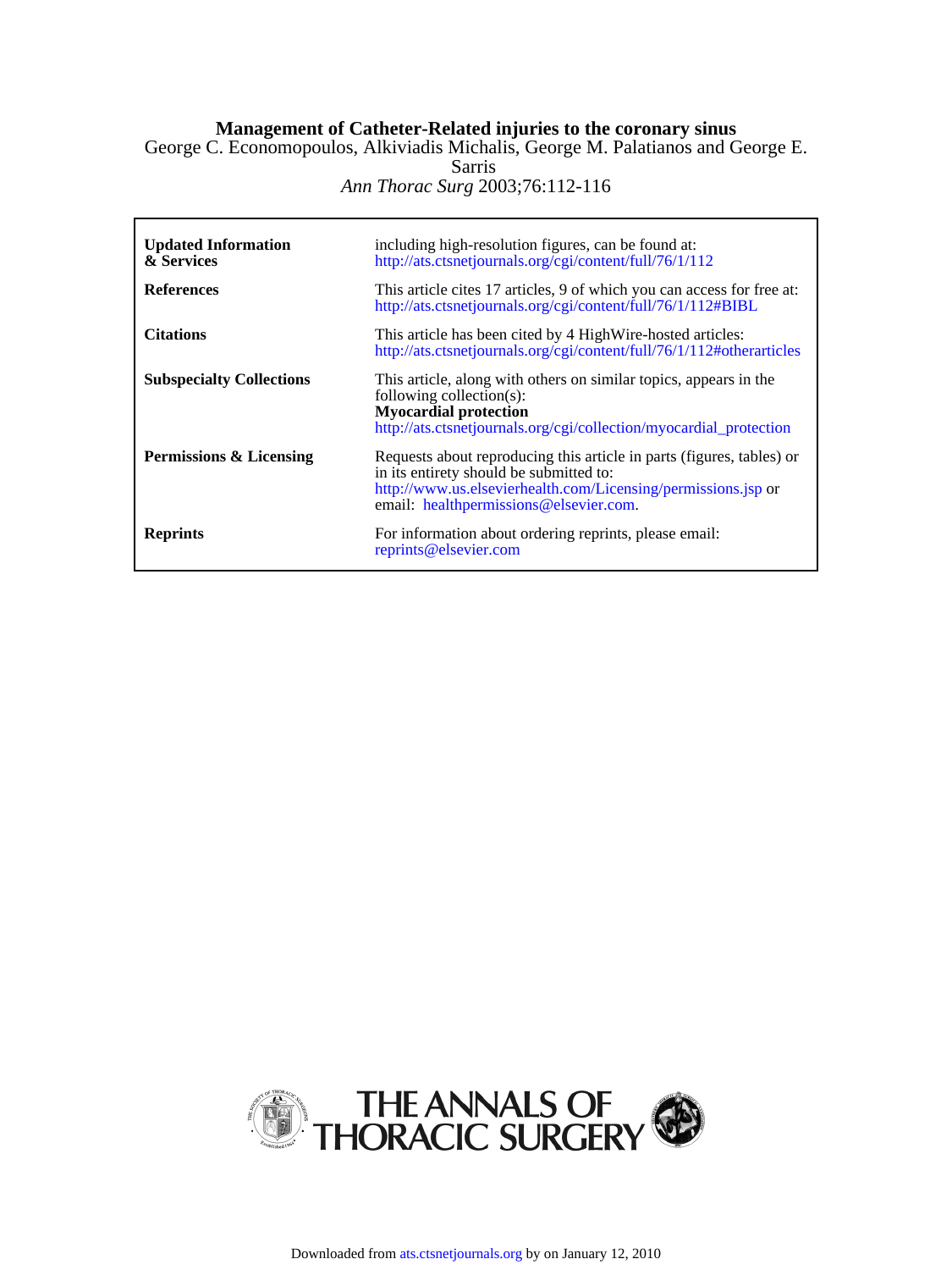**Management of Catheter-Related injuries to the coronary sinus**

George C. Economopoulos, Alkiviadis Michalis, George M. Palatianos and George E. Sarris

*Ann Thorac Surg* 2003;76:112-116

| | |
|---|---|
| **Updated Information & Services** | including high-resolution figures, can be found at: http://ats.ctsnetjournals.org/cgi/content/full/76/1/112 |
| **References** | This article cites 17 articles, 9 of which you can access for free at: http://ats.ctsnetjournals.org/cgi/content/full/76/1/112#BIBL |
| **Citations** | This article has been cited by 4 HighWire-hosted articles: http://ats.ctsnetjournals.org/cgi/content/full/76/1/112#otherarticles |
| **Subspecialty Collections** | This article, along with others on similar topics, appears in the following collection(s): **Myocardial protection** http://ats.ctsnetjournals.org/cgi/collection/myocardial_protection |
| **Permissions & Licensing** | Requests about reproducing this article in parts (figures, tables) or in its entirety should be submitted to: http://www.us.elsevierhealth.com/Licensing/permissions.jsp or email: healthpermissions@elsevier.com. |
| **Reprints** | For information about ordering reprints, please email: reprints@elsevier.com |

THE ANNALS OF THORACIC SURGERY

Downloaded from ats.ctsnetjournals.org by on January 12, 2010